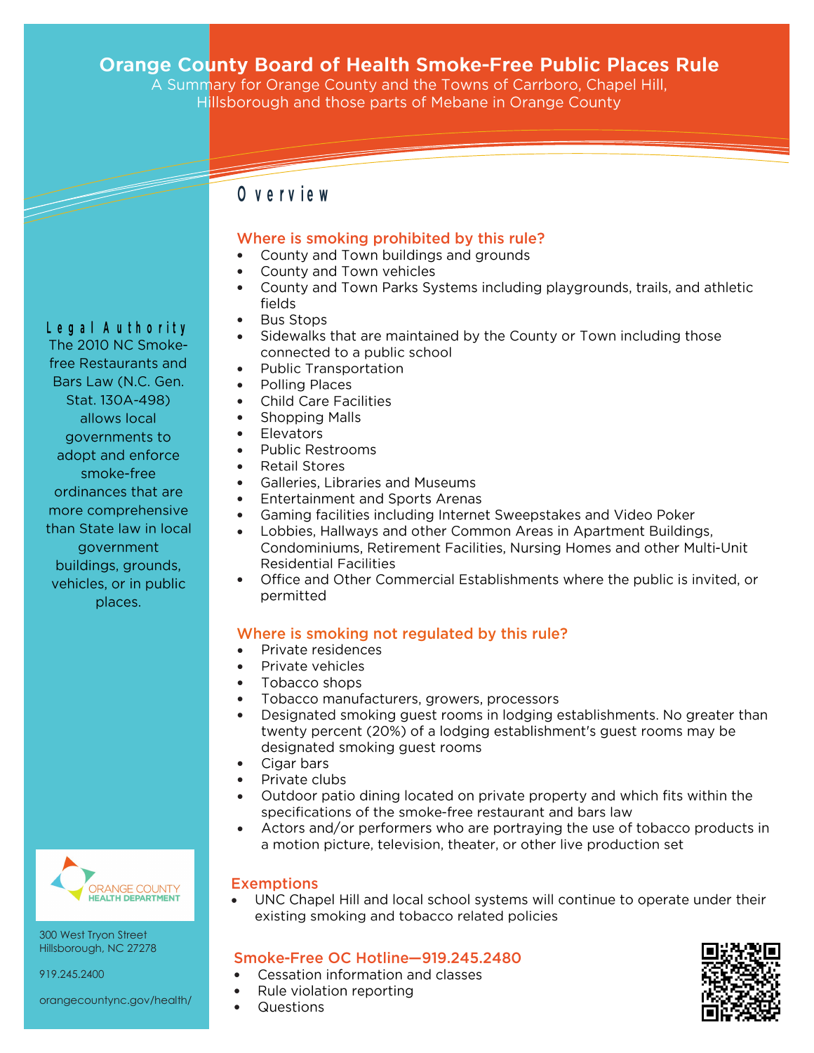# Orange County Board of Health Smoke-Free Public Places Rule

A Summary for Orange County and the Towns of Carrboro, Chapel Hill, Hillsborough and those parts of Mebane in Orange County

## Overview

### Where is smoking prohibited by this rule?

- County and Town buildings and grounds
- County and Town vehicles
- County and Town Parks Systems including playgrounds, trails, and athletic fields
- Bus Stops
- Sidewalks that are maintained by the County or Town including those connected to a public school
- Public Transportation
- Polling Places
- Child Care Facilities
- Shopping Malls
- Elevators
- Public Restrooms
- Retail Stores
- Galleries, Libraries and Museums
- Entertainment and Sports Arenas
- Gaming facilities including Internet Sweepstakes and Video Poker
- Lobbies, Hallways and other Common Areas in Apartment Buildings, Condominiums, Retirement Facilities, Nursing Homes and other Multi-Unit Residential Facilities
- Office and Other Commercial Establishments where the public is invited, or permitted

### Where is smoking not regulated by this rule?

- Private residences
- Private vehicles
- Tobacco shops
- Tobacco manufacturers, growers, processors
- Designated smoking guest rooms in lodging establishments. No greater than twenty percent (20%) of a lodging establishment's guest rooms may be designated smoking guest rooms
- Cigar bars
- Private clubs
- Outdoor patio dining located on private property and which fits within the specifications of the smoke-free restaurant and bars law
- Actors and/or performers who are portraying the use of tobacco products in a motion picture, television, theater, or other live production set

### Exemptions

- UNC Chapel Hill and local school systems will continue to operate under their existing smoking and tobacco related policies

### Smoke-Free OC Hotline—919.245.2480

- Cessation information and classes
- Rule violation reporting
- Questions

## Legal Authority

The 2010 NC Smoke-free Restaurants and Bars Law (N.C. Gen. Stat. 130A-498) allows local governments to adopt and enforce smoke-free ordinances that are more comprehensive than State law in local government buildings, grounds, vehicles, or in public places.

ORANGE COUNTY HEALTH DEPARTMENT

300 West Tryon Street
Hillsborough, NC 27278

919.245.2400

orangecountync.gov/health/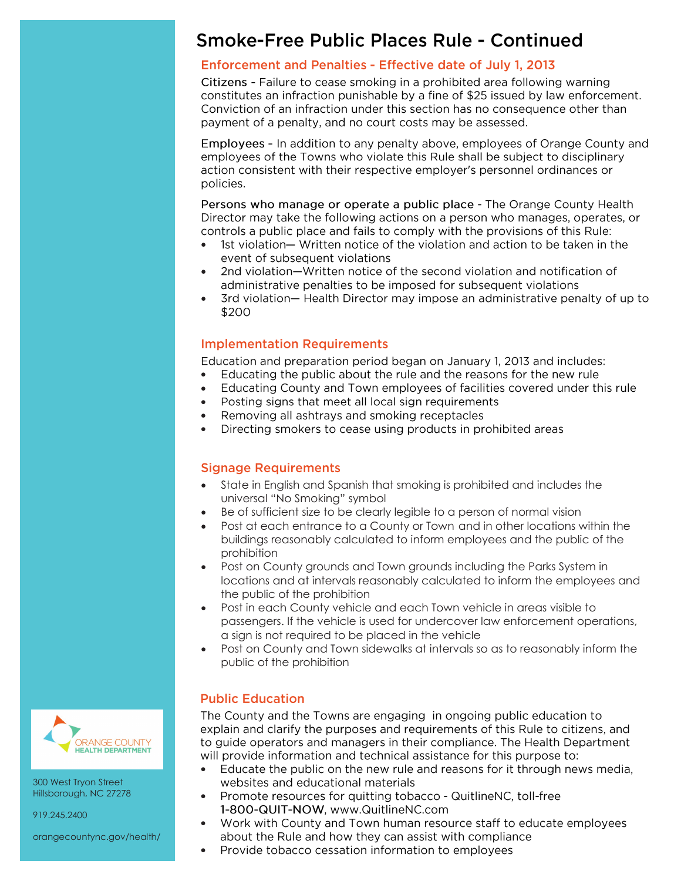# Smoke-Free Public Places Rule - Continued

## Enforcement and Penalties - Effective date of July 1, 2013

**Citizens** - Failure to cease smoking in a prohibited area following warning constitutes an infraction punishable by a fine of $25 issued by law enforcement. Conviction of an infraction under this section has no consequence other than payment of a penalty, and no court costs may be assessed.

**Employees** - In addition to any penalty above, employees of Orange County and employees of the Towns who violate this Rule shall be subject to disciplinary action consistent with their respective employer's personnel ordinances or policies.

**Persons who manage or operate a public place** - The Orange County Health Director may take the following actions on a person who manages, operates, or controls a public place and fails to comply with the provisions of this Rule:

- 1st violation— Written notice of the violation and action to be taken in the event of subsequent violations
- 2nd violation—Written notice of the second violation and notification of administrative penalties to be imposed for subsequent violations
- 3rd violation— Health Director may impose an administrative penalty of up to $200

## Implementation Requirements

Education and preparation period began on January 1, 2013 and includes:

- Educating the public about the rule and the reasons for the new rule
- Educating County and Town employees of facilities covered under this rule
- Posting signs that meet all local sign requirements
- Removing all ashtrays and smoking receptacles
- Directing smokers to cease using products in prohibited areas

## Signage Requirements

- State in English and Spanish that smoking is prohibited and includes the universal "No Smoking" symbol
- Be of sufficient size to be clearly legible to a person of normal vision
- Post at each entrance to a County or Town and in other locations within the buildings reasonably calculated to inform employees and the public of the prohibition
- Post on County grounds and Town grounds including the Parks System in locations and at intervals reasonably calculated to inform the employees and the public of the prohibition
- Post in each County vehicle and each Town vehicle in areas visible to passengers. If the vehicle is used for undercover law enforcement operations, a sign is not required to be placed in the vehicle
- Post on County and Town sidewalks at intervals so as to reasonably inform the public of the prohibition

## Public Education

The County and the Towns are engaging in ongoing public education to explain and clarify the purposes and requirements of this Rule to citizens, and to guide operators and managers in their compliance. The Health Department will provide information and technical assistance for this purpose to:

- Educate the public on the new rule and reasons for it through news media, websites and educational materials
- Promote resources for quitting tobacco - QuitlineNC, toll-free **1-800-QUIT-NOW**, www.QuitlineNC.com
- Work with County and Town human resource staff to educate employees about the Rule and how they can assist with compliance
- Provide tobacco cessation information to employees

ORANGE COUNTY HEALTH DEPARTMENT

300 West Tryon Street
Hillsborough, NC 27278

919.245.2400

orangecountync.gov/health/